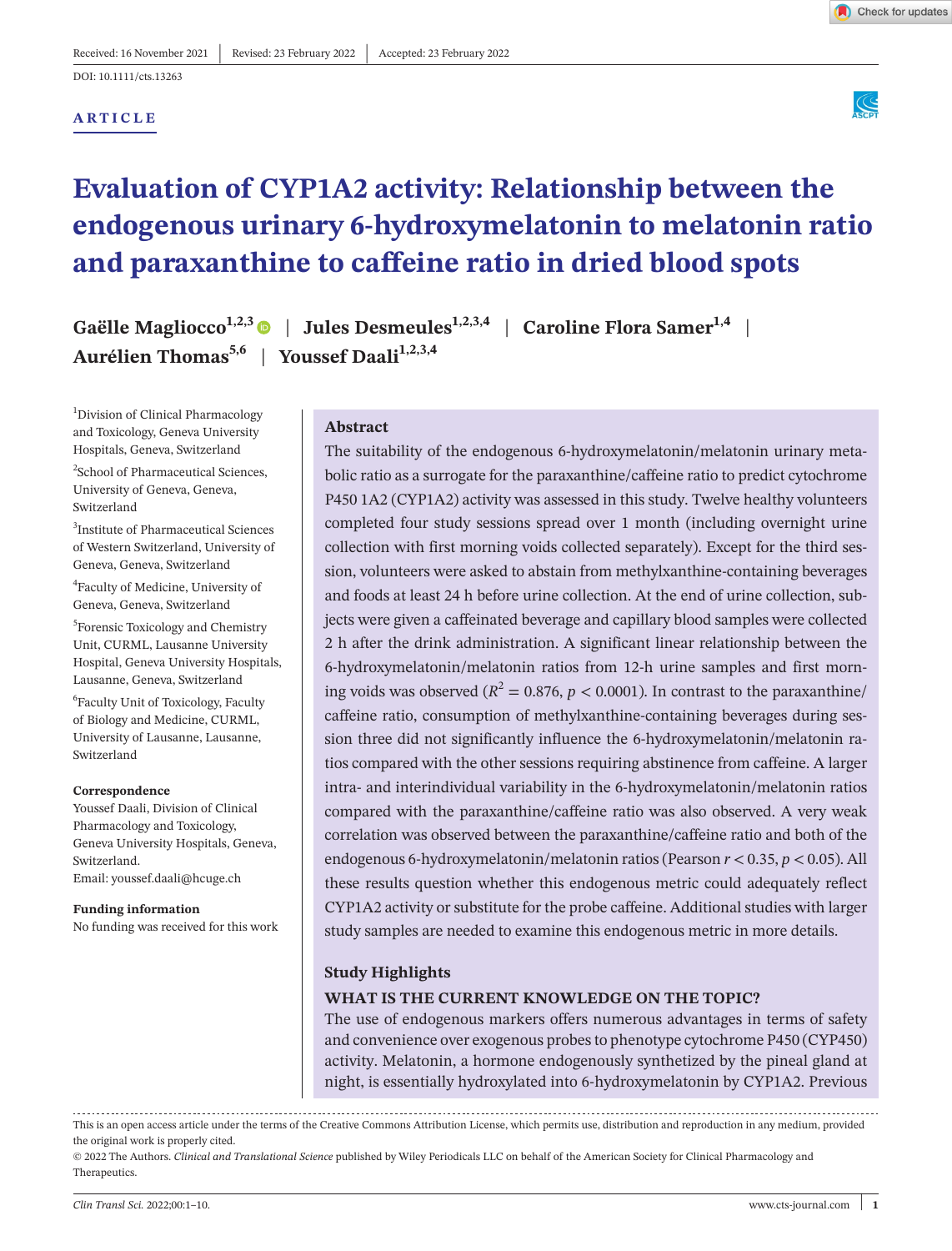Received: 16 November 2021 | Revised: 23 February 2022 | Accepted: 23 February 2022

DOI: 10.1111/cts.13263

ARTICLE

# Evaluation of CYP1A2 activity: Relationship between the endogenous urinary 6-hydroxymelatonin to melatonin ratio and paraxanthine to caffeine ratio in dried blood spots

**Gaëlle Magliocco**[1,2,3] | **Jules Desmeules**[1,2,3,4] | **Caroline Flora Samer**[1,4] | **Aurélien Thomas**[5,6] | **Youssef Daali**[1,2,3,4]

[1]Division of Clinical Pharmacology and Toxicology, Geneva University Hospitals, Geneva, Switzerland

[2]School of Pharmaceutical Sciences, University of Geneva, Geneva, Switzerland

[3]Institute of Pharmaceutical Sciences of Western Switzerland, University of Geneva, Geneva, Switzerland

[4]Faculty of Medicine, University of Geneva, Geneva, Switzerland

[5]Forensic Toxicology and Chemistry Unit, CURML, Lausanne University Hospital, Geneva University Hospitals, Lausanne, Geneva, Switzerland

[6]Faculty Unit of Toxicology, Faculty of Biology and Medicine, CURML, University of Lausanne, Lausanne, Switzerland

**Correspondence**
Youssef Daali, Division of Clinical Pharmacology and Toxicology, Geneva University Hospitals, Geneva, Switzerland.
Email: youssef.daali@hcuge.ch

**Funding information**
No funding was received for this work

## Abstract

The suitability of the endogenous 6-hydroxymelatonin/melatonin urinary metabolic ratio as a surrogate for the paraxanthine/caffeine ratio to predict cytochrome P450 1A2 (CYP1A2) activity was assessed in this study. Twelve healthy volunteers completed four study sessions spread over 1 month (including overnight urine collection with first morning voids collected separately). Except for the third session, volunteers were asked to abstain from methylxanthine-containing beverages and foods at least 24 h before urine collection. At the end of urine collection, subjects were given a caffeinated beverage and capillary blood samples were collected 2 h after the drink administration. A significant linear relationship between the 6-hydroxymelatonin/melatonin ratios from 12-h urine samples and first morning voids was observed ($R^2 = 0.876$, $p < 0.0001$). In contrast to the paraxanthine/caffeine ratio, consumption of methylxanthine-containing beverages during session three did not significantly influence the 6-hydroxymelatonin/melatonin ratios compared with the other sessions requiring abstinence from caffeine. A larger intra- and interindividual variability in the 6-hydroxymelatonin/melatonin ratios compared with the paraxanthine/caffeine ratio was also observed. A very weak correlation was observed between the paraxanthine/caffeine ratio and both of the endogenous 6-hydroxymelatonin/melatonin ratios (Pearson $r < 0.35$, $p < 0.05$). All these results question whether this endogenous metric could adequately reflect CYP1A2 activity or substitute for the probe caffeine. Additional studies with larger study samples are needed to examine this endogenous metric in more details.

### Study Highlights

**WHAT IS THE CURRENT KNOWLEDGE ON THE TOPIC?**

The use of endogenous markers offers numerous advantages in terms of safety and convenience over exogenous probes to phenotype cytochrome P450 (CYP450) activity. Melatonin, a hormone endogenously synthesized by the pineal gland at night, is essentially hydroxylated into 6-hydroxymelatonin by CYP1A2. Previous

This is an open access article under the terms of the Creative Commons Attribution License, which permits use, distribution and reproduction in any medium, provided the original work is properly cited.

© 2022 The Authors. *Clinical and Translational Science* published by Wiley Periodicals LLC on behalf of the American Society for Clinical Pharmacology and Therapeutics.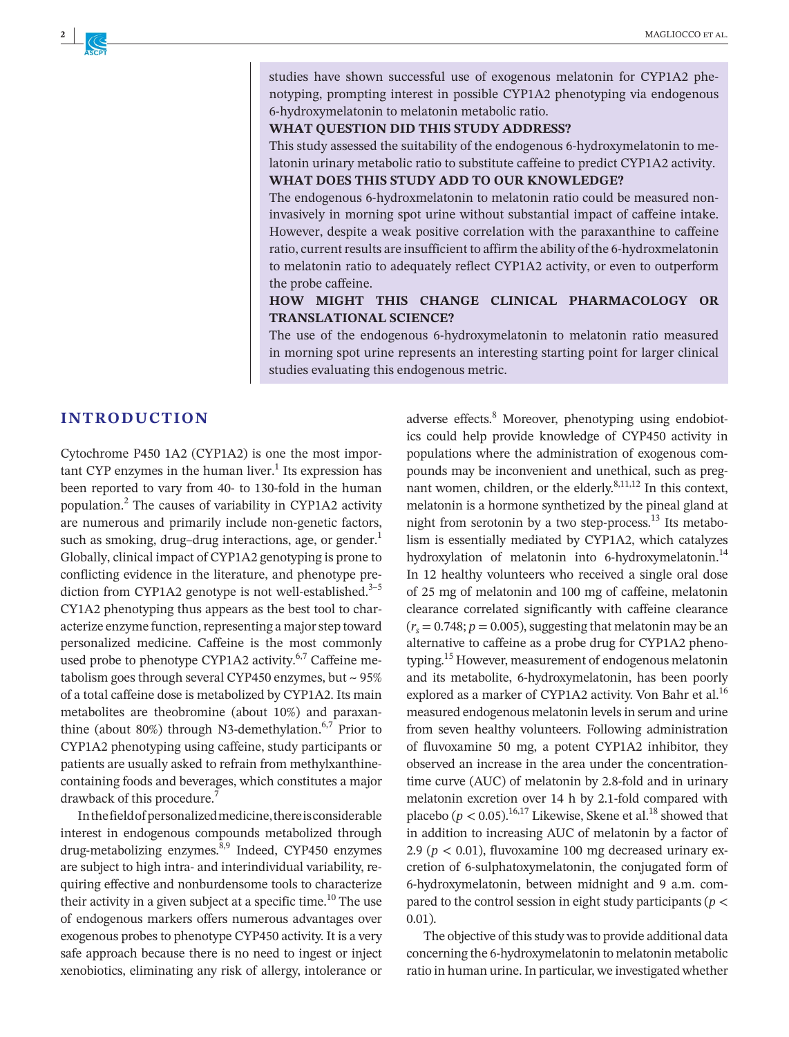studies have shown successful use of exogenous melatonin for CYP1A2 phenotyping, prompting interest in possible CYP1A2 phenotyping via endogenous 6-hydroxymelatonin to melatonin metabolic ratio.

**WHAT QUESTION DID THIS STUDY ADDRESS?**

This study assessed the suitability of the endogenous 6-hydroxymelatonin to melatonin urinary metabolic ratio to substitute caffeine to predict CYP1A2 activity.

**WHAT DOES THIS STUDY ADD TO OUR KNOWLEDGE?**

The endogenous 6-hydroxmelatonin to melatonin ratio could be measured noninvasively in morning spot urine without substantial impact of caffeine intake. However, despite a weak positive correlation with the paraxanthine to caffeine ratio, current results are insufficient to affirm the ability of the 6-hydroxmelatonin to melatonin ratio to adequately reflect CYP1A2 activity, or even to outperform the probe caffeine.

**HOW MIGHT THIS CHANGE CLINICAL PHARMACOLOGY OR TRANSLATIONAL SCIENCE?**

The use of the endogenous 6-hydroxymelatonin to melatonin ratio measured in morning spot urine represents an interesting starting point for larger clinical studies evaluating this endogenous metric.

## INTRODUCTION

Cytochrome P450 1A2 (CYP1A2) is one the most important CYP enzymes in the human liver.[1] Its expression has been reported to vary from 40- to 130-fold in the human population.[2] The causes of variability in CYP1A2 activity are numerous and primarily include non-genetic factors, such as smoking, drug–drug interactions, age, or gender.[1] Globally, clinical impact of CYP1A2 genotyping is prone to conflicting evidence in the literature, and phenotype prediction from CYP1A2 genotype is not well-established.[3–5] CY1A2 phenotyping thus appears as the best tool to characterize enzyme function, representing a major step toward personalized medicine. Caffeine is the most commonly used probe to phenotype CYP1A2 activity.[6,7] Caffeine metabolism goes through several CYP450 enzymes, but ~ 95% of a total caffeine dose is metabolized by CYP1A2. Its main metabolites are theobromine (about 10%) and paraxanthine (about 80%) through N3-demethylation.[6,7] Prior to CYP1A2 phenotyping using caffeine, study participants or patients are usually asked to refrain from methylxanthine-containing foods and beverages, which constitutes a major drawback of this procedure.[7]

In the field of personalized medicine, there is considerable interest in endogenous compounds metabolized through drug-metabolizing enzymes.[8,9] Indeed, CYP450 enzymes are subject to high intra- and interindividual variability, requiring effective and nonburdensome tools to characterize their activity in a given subject at a specific time.[10] The use of endogenous markers offers numerous advantages over exogenous probes to phenotype CYP450 activity. It is a very safe approach because there is no need to ingest or inject xenobiotics, eliminating any risk of allergy, intolerance or adverse effects.[8] Moreover, phenotyping using endobiotics could help provide knowledge of CYP450 activity in populations where the administration of exogenous compounds may be inconvenient and unethical, such as pregnant women, children, or the elderly.[8,11,12] In this context, melatonin is a hormone synthetized by the pineal gland at night from serotonin by a two step-process.[13] Its metabolism is essentially mediated by CYP1A2, which catalyzes hydroxylation of melatonin into 6-hydroxymelatonin.[14] In 12 healthy volunteers who received a single oral dose of 25 mg of melatonin and 100 mg of caffeine, melatonin clearance correlated significantly with caffeine clearance ($r_s = 0.748$; $p = 0.005$), suggesting that melatonin may be an alternative to caffeine as a probe drug for CYP1A2 phenotyping.[15] However, measurement of endogenous melatonin and its metabolite, 6-hydroxymelatonin, has been poorly explored as a marker of CYP1A2 activity. Von Bahr et al.[16] measured endogenous melatonin levels in serum and urine from seven healthy volunteers. Following administration of fluvoxamine 50 mg, a potent CYP1A2 inhibitor, they observed an increase in the area under the concentration-time curve (AUC) of melatonin by 2.8-fold and in urinary melatonin excretion over 14 h by 2.1-fold compared with placebo ($p < 0.05$).[16,17] Likewise, Skene et al.[18] showed that in addition to increasing AUC of melatonin by a factor of 2.9 ($p < 0.01$), fluvoxamine 100 mg decreased urinary excretion of 6-sulphatoxymelatonin, the conjugated form of 6-hydroxymelatonin, between midnight and 9 a.m. compared to the control session in eight study participants ($p < 0.01$).

The objective of this study was to provide additional data concerning the 6-hydroxymelatonin to melatonin metabolic ratio in human urine. In particular, we investigated whether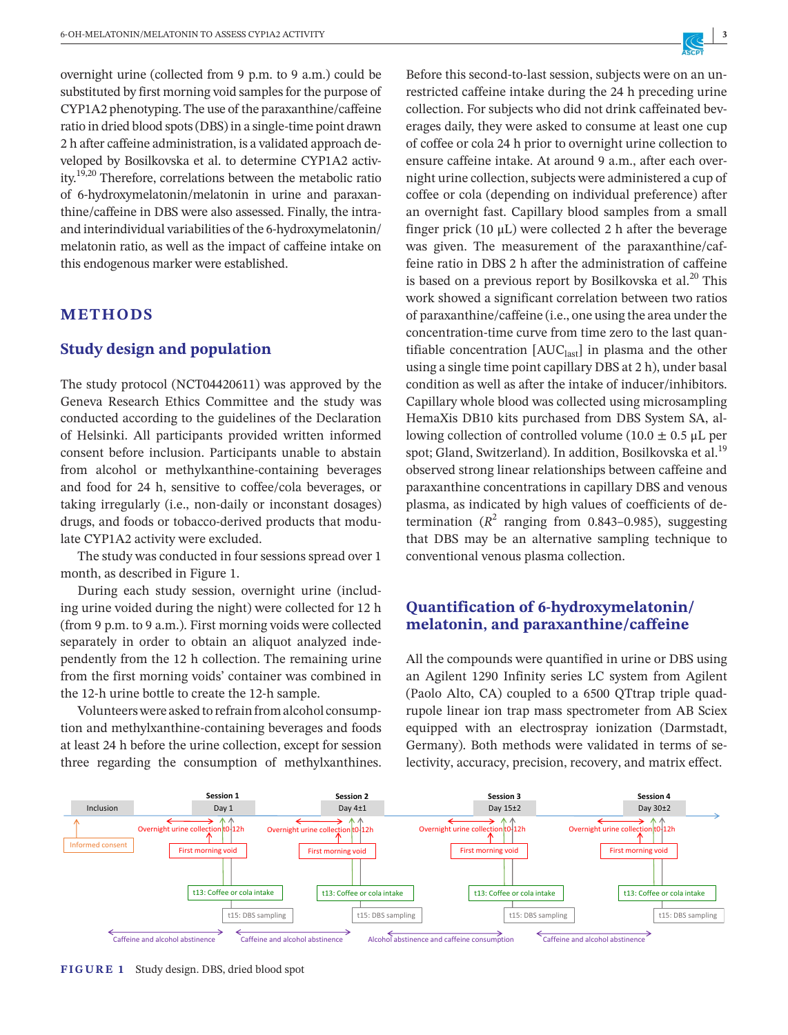overnight urine (collected from 9 p.m. to 9 a.m.) could be substituted by first morning void samples for the purpose of CYP1A2 phenotyping. The use of the paraxanthine/caffeine ratio in dried blood spots (DBS) in a single-time point drawn 2 h after caffeine administration, is a validated approach developed by Bosilkovska et al. to determine CYP1A2 activity.[19,20] Therefore, correlations between the metabolic ratio of 6-hydroxymelatonin/melatonin in urine and paraxanthine/caffeine in DBS were also assessed. Finally, the intra- and interindividual variabilities of the 6-hydroxymelatonin/melatonin ratio, as well as the impact of caffeine intake on this endogenous marker were established.

# METHODS

## Study design and population

The study protocol (NCT04420611) was approved by the Geneva Research Ethics Committee and the study was conducted according to the guidelines of the Declaration of Helsinki. All participants provided written informed consent before inclusion. Participants unable to abstain from alcohol or methylxanthine-containing beverages and food for 24 h, sensitive to coffee/cola beverages, or taking irregularly (i.e., non-daily or inconstant dosages) drugs, and foods or tobacco-derived products that modulate CYP1A2 activity were excluded.

The study was conducted in four sessions spread over 1 month, as described in Figure 1.

During each study session, overnight urine (including urine voided during the night) were collected for 12 h (from 9 p.m. to 9 a.m.). First morning voids were collected separately in order to obtain an aliquot analyzed independently from the 12 h collection. The remaining urine from the first morning voids' container was combined in the 12-h urine bottle to create the 12-h sample.

Volunteers were asked to refrain from alcohol consumption and methylxanthine-containing beverages and foods at least 24 h before the urine collection, except for session three regarding the consumption of methylxanthines. Before this second-to-last session, subjects were on an unrestricted caffeine intake during the 24 h preceding urine collection. For subjects who did not drink caffeinated beverages daily, they were asked to consume at least one cup of coffee or cola 24 h prior to overnight urine collection to ensure caffeine intake. At around 9 a.m., after each overnight urine collection, subjects were administered a cup of coffee or cola (depending on individual preference) after an overnight fast. Capillary blood samples from a small finger prick (10 μL) were collected 2 h after the beverage was given. The measurement of the paraxanthine/caffeine ratio in DBS 2 h after the administration of caffeine is based on a previous report by Bosilkovska et al.[20] This work showed a significant correlation between two ratios of paraxanthine/caffeine (i.e., one using the area under the concentration-time curve from time zero to the last quantifiable concentration [$AUC_{last}$] in plasma and the other using a single time point capillary DBS at 2 h), under basal condition as well as after the intake of inducer/inhibitors. Capillary whole blood was collected using microsampling HemaXis DB10 kits purchased from DBS System SA, allowing collection of controlled volume (10.0 ± 0.5 μL per spot; Gland, Switzerland). In addition, Bosilkovska et al.[19] observed strong linear relationships between caffeine and paraxanthine concentrations in capillary DBS and venous plasma, as indicated by high values of coefficients of determination ($R^2$ ranging from 0.843–0.985), suggesting that DBS may be an alternative sampling technique to conventional venous plasma collection.

## Quantification of 6-hydroxymelatonin/melatonin, and paraxanthine/caffeine

All the compounds were quantified in urine or DBS using an Agilent 1290 Infinity series LC system from Agilent (Paolo Alto, CA) coupled to a 6500 QTrap triple quadrupole linear ion trap mass spectrometer from AB Sciex equipped with an electrospray ionization (Darmstadt, Germany). Both methods were validated in terms of selectivity, accuracy, precision, recovery, and matrix effect.

FIGURE 1 Study design. DBS, dried blood spot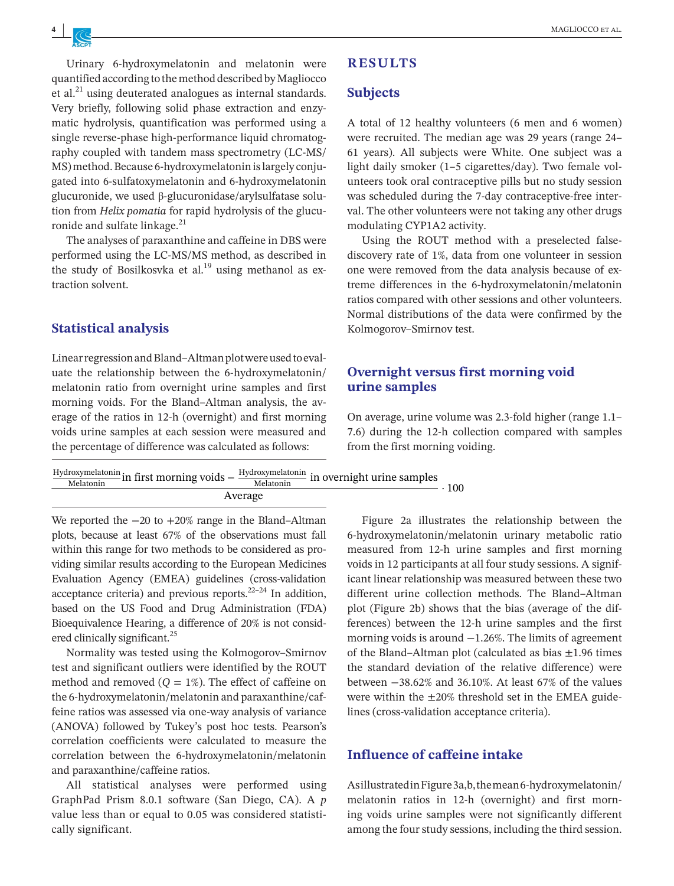Urinary 6-hydroxymelatonin and melatonin were quantified according to the method described by Magliocco et al.[21] using deuterated analogues as internal standards. Very briefly, following solid phase extraction and enzymatic hydrolysis, quantification was performed using a single reverse-phase high-performance liquid chromatography coupled with tandem mass spectrometry (LC-MS/MS) method. Because 6-hydroxymelatonin is largely conjugated into 6-sulfatoxymelatonin and 6-hydroxymelatonin glucuronide, we used β-glucuronidase/arylsulfatase solution from *Helix pomatia* for rapid hydrolysis of the glucuronide and sulfate linkage.[21]

The analyses of paraxanthine and caffeine in DBS were performed using the LC-MS/MS method, as described in the study of Bosilkosvka et al.[19] using methanol as extraction solvent.

## Statistical analysis

Linear regression and Bland–Altman plot were used to evaluate the relationship between the 6-hydroxymelatonin/melatonin ratio from overnight urine samples and first morning voids. For the Bland–Altman analysis, the average of the ratios in 12-h (overnight) and first morning voids urine samples at each session were measured and the percentage of difference was calculated as follows:

$$\frac{\frac{\text{Hydroxymelatonin}}{\text{Melatonin}}\text{ in first morning voids} - \frac{\text{Hydroxymelatonin}}{\text{Melatonin}}\text{ in overnight urine samples}}{\text{Average}} \cdot 100$$

We reported the −20 to +20% range in the Bland–Altman plots, because at least 67% of the observations must fall within this range for two methods to be considered as providing similar results according to the European Medicines Evaluation Agency (EMEA) guidelines (cross-validation acceptance criteria) and previous reports.[22–24] In addition, based on the US Food and Drug Administration (FDA) Bioequivalence Hearing, a difference of 20% is not considered clinically significant.[25]

Normality was tested using the Kolmogorov–Smirnov test and significant outliers were identified by the ROUT method and removed ($Q = 1\%$). The effect of caffeine on the 6-hydroxymelatonin/melatonin and paraxanthine/caffeine ratios was assessed via one-way analysis of variance (ANOVA) followed by Tukey's post hoc tests. Pearson's correlation coefficients were calculated to measure the correlation between the 6-hydroxymelatonin/melatonin and paraxanthine/caffeine ratios.

All statistical analyses were performed using GraphPad Prism 8.0.1 software (San Diego, CA). A $p$ value less than or equal to 0.05 was considered statistically significant.

# RESULTS

## Subjects

A total of 12 healthy volunteers (6 men and 6 women) were recruited. The median age was 29 years (range 24–61 years). All subjects were White. One subject was a light daily smoker (1–5 cigarettes/day). Two female volunteers took oral contraceptive pills but no study session was scheduled during the 7-day contraceptive-free interval. The other volunteers were not taking any other drugs modulating CYP1A2 activity.

Using the ROUT method with a preselected false-discovery rate of 1%, data from one volunteer in session one were removed from the data analysis because of extreme differences in the 6-hydroxymelatonin/melatonin ratios compared with other sessions and other volunteers. Normal distributions of the data were confirmed by the Kolmogorov–Smirnov test.

## Overnight versus first morning void urine samples

On average, urine volume was 2.3-fold higher (range 1.1–7.6) during the 12-h collection compared with samples from the first morning voiding.

Figure 2a illustrates the relationship between the 6-hydroxymelatonin/melatonin urinary metabolic ratio measured from 12-h urine samples and first morning voids in 12 participants at all four study sessions. A significant linear relationship was measured between these two different urine collection methods. The Bland–Altman plot (Figure 2b) shows that the bias (average of the differences) between the 12-h urine samples and the first morning voids is around −1.26%. The limits of agreement of the Bland–Altman plot (calculated as bias ±1.96 times the standard deviation of the relative difference) were between −38.62% and 36.10%. At least 67% of the values were within the ±20% threshold set in the EMEA guidelines (cross-validation acceptance criteria).

## Influence of caffeine intake

As illustrated in Figure 3a,b, the mean 6-hydroxymelatonin/melatonin ratios in 12-h (overnight) and first morning voids urine samples were not significantly different among the four study sessions, including the third session.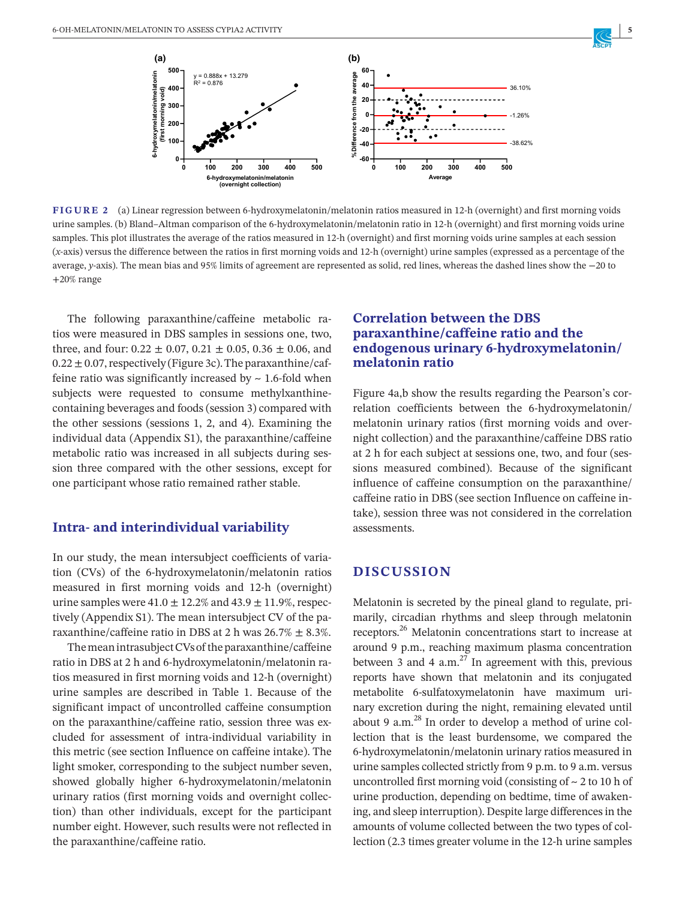FIGURE 2 (a) Linear regression between 6-hydroxymelatonin/melatonin ratios measured in 12-h (overnight) and first morning voids urine samples. (b) Bland–Altman comparison of the 6-hydroxymelatonin/melatonin ratio in 12-h (overnight) and first morning voids urine samples. This plot illustrates the average of the ratios measured in 12-h (overnight) and first morning voids urine samples at each session ($x$-axis) versus the difference between the ratios in first morning voids and 12-h (overnight) urine samples (expressed as a percentage of the average, $y$-axis). The mean bias and 95% limits of agreement are represented as solid, red lines, whereas the dashed lines show the −20 to +20% range

The following paraxanthine/caffeine metabolic ratios were measured in DBS samples in sessions one, two, three, and four: 0.22 ± 0.07, 0.21 ± 0.05, 0.36 ± 0.06, and 0.22 ± 0.07, respectively (Figure 3c). The paraxanthine/caffeine ratio was significantly increased by ~ 1.6-fold when subjects were requested to consume methylxanthine-containing beverages and foods (session 3) compared with the other sessions (sessions 1, 2, and 4). Examining the individual data (Appendix S1), the paraxanthine/caffeine metabolic ratio was increased in all subjects during session three compared with the other sessions, except for one participant whose ratio remained rather stable.

## Intra- and interindividual variability

In our study, the mean intersubject coefficients of variation (CVs) of the 6-hydroxymelatonin/melatonin ratios measured in first morning voids and 12-h (overnight) urine samples were 41.0 ± 12.2% and 43.9 ± 11.9%, respectively (Appendix S1). The mean intersubject CV of the paraxanthine/caffeine ratio in DBS at 2 h was 26.7% ± 8.3%.

The mean intrasubject CVs of the paraxanthine/caffeine ratio in DBS at 2 h and 6-hydroxymelatonin/melatonin ratios measured in first morning voids and 12-h (overnight) urine samples are described in Table 1. Because of the significant impact of uncontrolled caffeine consumption on the paraxanthine/caffeine ratio, session three was excluded for assessment of intra-individual variability in this metric (see section Influence on caffeine intake). The light smoker, corresponding to the subject number seven, showed globally higher 6-hydroxymelatonin/melatonin urinary ratios (first morning voids and overnight collection) than other individuals, except for the participant number eight. However, such results were not reflected in the paraxanthine/caffeine ratio.

## Correlation between the DBS paraxanthine/caffeine ratio and the endogenous urinary 6-hydroxymelatonin/melatonin ratio

Figure 4a,b show the results regarding the Pearson's correlation coefficients between the 6-hydroxymelatonin/melatonin urinary ratios (first morning voids and overnight collection) and the paraxanthine/caffeine DBS ratio at 2 h for each subject at sessions one, two, and four (sessions measured combined). Because of the significant influence of caffeine consumption on the paraxanthine/caffeine ratio in DBS (see section Influence on caffeine intake), session three was not considered in the correlation assessments.

# DISCUSSION

Melatonin is secreted by the pineal gland to regulate, primarily, circadian rhythms and sleep through melatonin receptors.[26] Melatonin concentrations start to increase at around 9 p.m., reaching maximum plasma concentration between 3 and 4 a.m.[27] In agreement with this, previous reports have shown that melatonin and its conjugated metabolite 6-sulfatoxymelatonin have maximum urinary excretion during the night, remaining elevated until about 9 a.m.[28] In order to develop a method of urine collection that is the least burdensome, we compared the 6-hydroxymelatonin/melatonin urinary ratios measured in urine samples collected strictly from 9 p.m. to 9 a.m. versus uncontrolled first morning void (consisting of ~ 2 to 10 h of urine production, depending on bedtime, time of awakening, and sleep interruption). Despite large differences in the amounts of volume collected between the two types of collection (2.3 times greater volume in the 12-h urine samples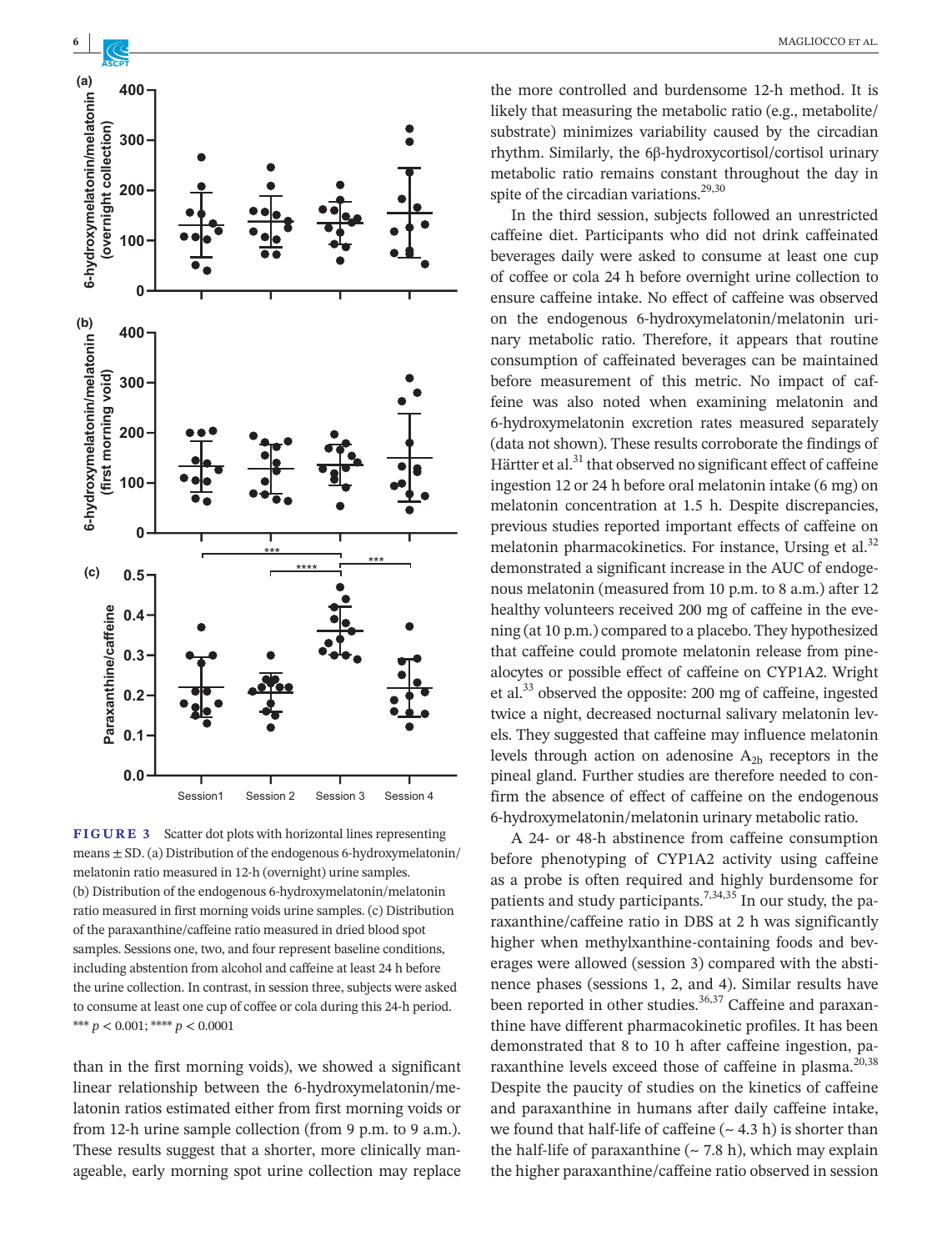FIGURE 3 Scatter dot plots with horizontal lines representing means ± SD. (a) Distribution of the endogenous 6-hydroxymelatonin/melatonin ratio measured in 12-h (overnight) urine samples. (b) Distribution of the endogenous 6-hydroxymelatonin/melatonin ratio measured in first morning voids urine samples. (c) Distribution of the paraxanthine/caffeine ratio measured in dried blood spot samples. Sessions one, two, and four represent baseline conditions, including abstention from alcohol and caffeine at least 24 h before the urine collection. In contrast, in session three, subjects were asked to consume at least one cup of coffee or cola during this 24-h period. *** $p < 0.001$; **** $p < 0.0001$

than in the first morning voids), we showed a significant linear relationship between the 6-hydroxymelatonin/melatonin ratios estimated either from first morning voids or from 12-h urine sample collection (from 9 p.m. to 9 a.m.). These results suggest that a shorter, more clinically manageable, early morning spot urine collection may replace the more controlled and burdensome 12-h method. It is likely that measuring the metabolic ratio (e.g., metabolite/substrate) minimizes variability caused by the circadian rhythm. Similarly, the 6β-hydroxycortisol/cortisol urinary metabolic ratio remains constant throughout the day in spite of the circadian variations.[29,30]

In the third session, subjects followed an unrestricted caffeine diet. Participants who did not drink caffeinated beverages daily were asked to consume at least one cup of coffee or cola 24 h before overnight urine collection to ensure caffeine intake. No effect of caffeine was observed on the endogenous 6-hydroxymelatonin/melatonin urinary metabolic ratio. Therefore, it appears that routine consumption of caffeinated beverages can be maintained before measurement of this metric. No impact of caffeine was also noted when examining melatonin and 6-hydroxymelatonin excretion rates measured separately (data not shown). These results corroborate the findings of Härtter et al.[31] that observed no significant effect of caffeine ingestion 12 or 24 h before oral melatonin intake (6 mg) on melatonin concentration at 1.5 h. Despite discrepancies, previous studies reported important effects of caffeine on melatonin pharmacokinetics. For instance, Ursing et al.[32] demonstrated a significant increase in the AUC of endogenous melatonin (measured from 10 p.m. to 8 a.m.) after 12 healthy volunteers received 200 mg of caffeine in the evening (at 10 p.m.) compared to a placebo. They hypothesized that caffeine could promote melatonin release from pinealocytes or possible effect of caffeine on CYP1A2. Wright et al.[33] observed the opposite: 200 mg of caffeine, ingested twice a night, decreased nocturnal salivary melatonin levels. They suggested that caffeine may influence melatonin levels through action on adenosine $A_{2b}$ receptors in the pineal gland. Further studies are therefore needed to confirm the absence of effect of caffeine on the endogenous 6-hydroxymelatonin/melatonin urinary metabolic ratio.

A 24- or 48-h abstinence from caffeine consumption before phenotyping of CYP1A2 activity using caffeine as a probe is often required and highly burdensome for patients and study participants.[7,34,35] In our study, the paraxanthine/caffeine ratio in DBS at 2 h was significantly higher when methylxanthine-containing foods and beverages were allowed (session 3) compared with the abstinence phases (sessions 1, 2, and 4). Similar results have been reported in other studies.[36,37] Caffeine and paraxanthine have different pharmacokinetic profiles. It has been demonstrated that 8 to 10 h after caffeine ingestion, paraxanthine levels exceed those of caffeine in plasma.[20,38] Despite the paucity of studies on the kinetics of caffeine and paraxanthine in humans after daily caffeine intake, we found that half-life of caffeine (~ 4.3 h) is shorter than the half-life of paraxanthine (~ 7.8 h), which may explain the higher paraxanthine/caffeine ratio observed in session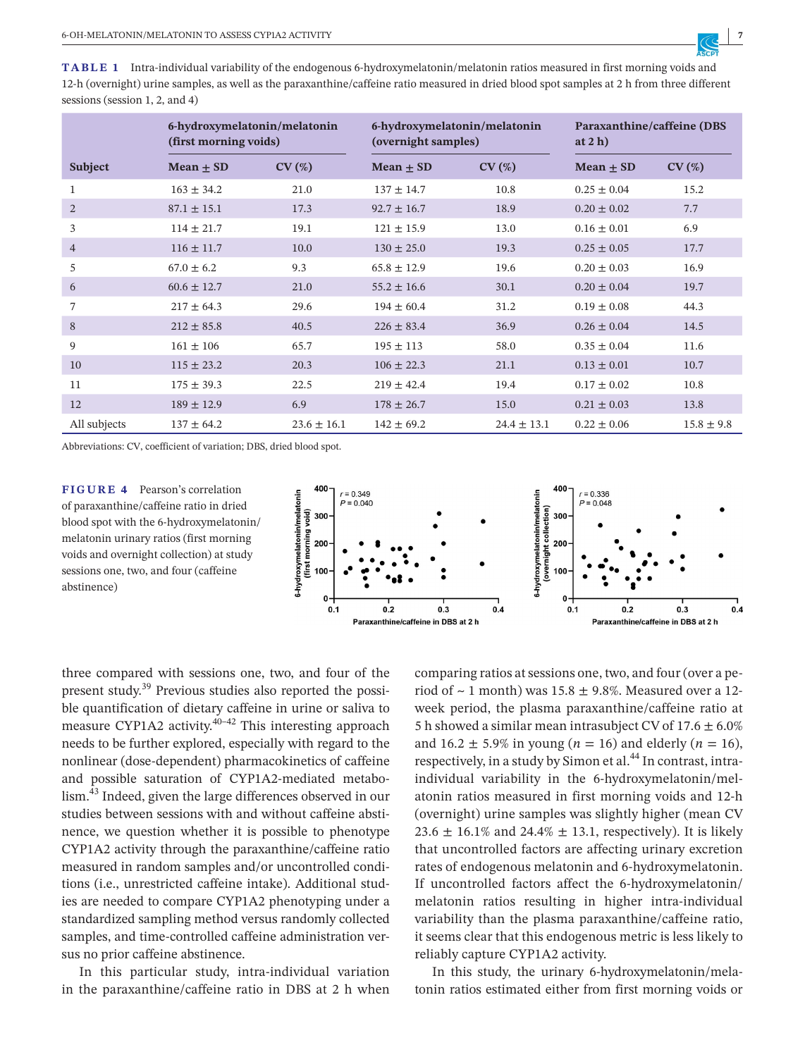**TABLE 1** Intra-individual variability of the endogenous 6-hydroxymelatonin/melatonin ratios measured in first morning voids and 12-h (overnight) urine samples, as well as the paraxanthine/caffeine ratio measured in dried blood spot samples at 2 h from three different sessions (session 1, 2, and 4)

| Subject | 6-hydroxymelatonin/melatonin (first morning voids) | | 6-hydroxymelatonin/melatonin (overnight samples) | | Paraxanthine/caffeine (DBS at 2 h) | |
|---|---|---|---|---|---|---|
| | Mean ± SD | CV (%) | Mean ± SD | CV (%) | Mean ± SD | CV (%) |
| 1 | 163 ± 34.2 | 21.0 | 137 ± 14.7 | 10.8 | 0.25 ± 0.04 | 15.2 |
| 2 | 87.1 ± 15.1 | 17.3 | 92.7 ± 16.7 | 18.9 | 0.20 ± 0.02 | 7.7 |
| 3 | 114 ± 21.7 | 19.1 | 121 ± 15.9 | 13.0 | 0.16 ± 0.01 | 6.9 |
| 4 | 116 ± 11.7 | 10.0 | 130 ± 25.0 | 19.3 | 0.25 ± 0.05 | 17.7 |
| 5 | 67.0 ± 6.2 | 9.3 | 65.8 ± 12.9 | 19.6 | 0.20 ± 0.03 | 16.9 |
| 6 | 60.6 ± 12.7 | 21.0 | 55.2 ± 16.6 | 30.1 | 0.20 ± 0.04 | 19.7 |
| 7 | 217 ± 64.3 | 29.6 | 194 ± 60.4 | 31.2 | 0.19 ± 0.08 | 44.3 |
| 8 | 212 ± 85.8 | 40.5 | 226 ± 83.4 | 36.9 | 0.26 ± 0.04 | 14.5 |
| 9 | 161 ± 106 | 65.7 | 195 ± 113 | 58.0 | 0.35 ± 0.04 | 11.6 |
| 10 | 115 ± 23.2 | 20.3 | 106 ± 22.3 | 21.1 | 0.13 ± 0.01 | 10.7 |
| 11 | 175 ± 39.3 | 22.5 | 219 ± 42.4 | 19.4 | 0.17 ± 0.02 | 10.8 |
| 12 | 189 ± 12.9 | 6.9 | 178 ± 26.7 | 15.0 | 0.21 ± 0.03 | 13.8 |
| All subjects | 137 ± 64.2 | 23.6 ± 16.1 | 142 ± 69.2 | 24.4 ± 13.1 | 0.22 ± 0.06 | 15.8 ± 9.8 |

Abbreviations: CV, coefficient of variation; DBS, dried blood spot.

**FIGURE 4** Pearson's correlation of paraxanthine/caffeine ratio in dried blood spot with the 6-hydroxymelatonin/melatonin urinary ratios (first morning voids and overnight collection) at study sessions one, two, and four (caffeine abstinence)

three compared with sessions one, two, and four of the present study.[39] Previous studies also reported the possible quantification of dietary caffeine in urine or saliva to measure CYP1A2 activity.[40–42] This interesting approach needs to be further explored, especially with regard to the nonlinear (dose-dependent) pharmacokinetics of caffeine and possible saturation of CYP1A2-mediated metabolism.[43] Indeed, given the large differences observed in our studies between sessions with and without caffeine abstinence, we question whether it is possible to phenotype CYP1A2 activity through the paraxanthine/caffeine ratio measured in random samples and/or uncontrolled conditions (i.e., unrestricted caffeine intake). Additional studies are needed to compare CYP1A2 phenotyping under a standardized sampling method versus randomly collected samples, and time-controlled caffeine administration versus no prior caffeine abstinence.

In this particular study, intra-individual variation in the paraxanthine/caffeine ratio in DBS at 2 h when comparing ratios at sessions one, two, and four (over a period of ~ 1 month) was 15.8 ± 9.8%. Measured over a 12-week period, the plasma paraxanthine/caffeine ratio at 5 h showed a similar mean intrasubject CV of 17.6 ± 6.0% and 16.2 ± 5.9% in young ($n$ = 16) and elderly ($n$ = 16), respectively, in a study by Simon et al.[44] In contrast, intra-individual variability in the 6-hydroxymelatonin/melatonin ratios measured in first morning voids and 12-h (overnight) urine samples was slightly higher (mean CV 23.6 ± 16.1% and 24.4% ± 13.1, respectively). It is likely that uncontrolled factors are affecting urinary excretion rates of endogenous melatonin and 6-hydroxymelatonin. If uncontrolled factors affect the 6-hydroxymelatonin/melatonin ratios resulting in higher intra-individual variability than the plasma paraxanthine/caffeine ratio, it seems clear that this endogenous metric is less likely to reliably capture CYP1A2 activity.

In this study, the urinary 6-hydroxymelatonin/melatonin ratios estimated either from first morning voids or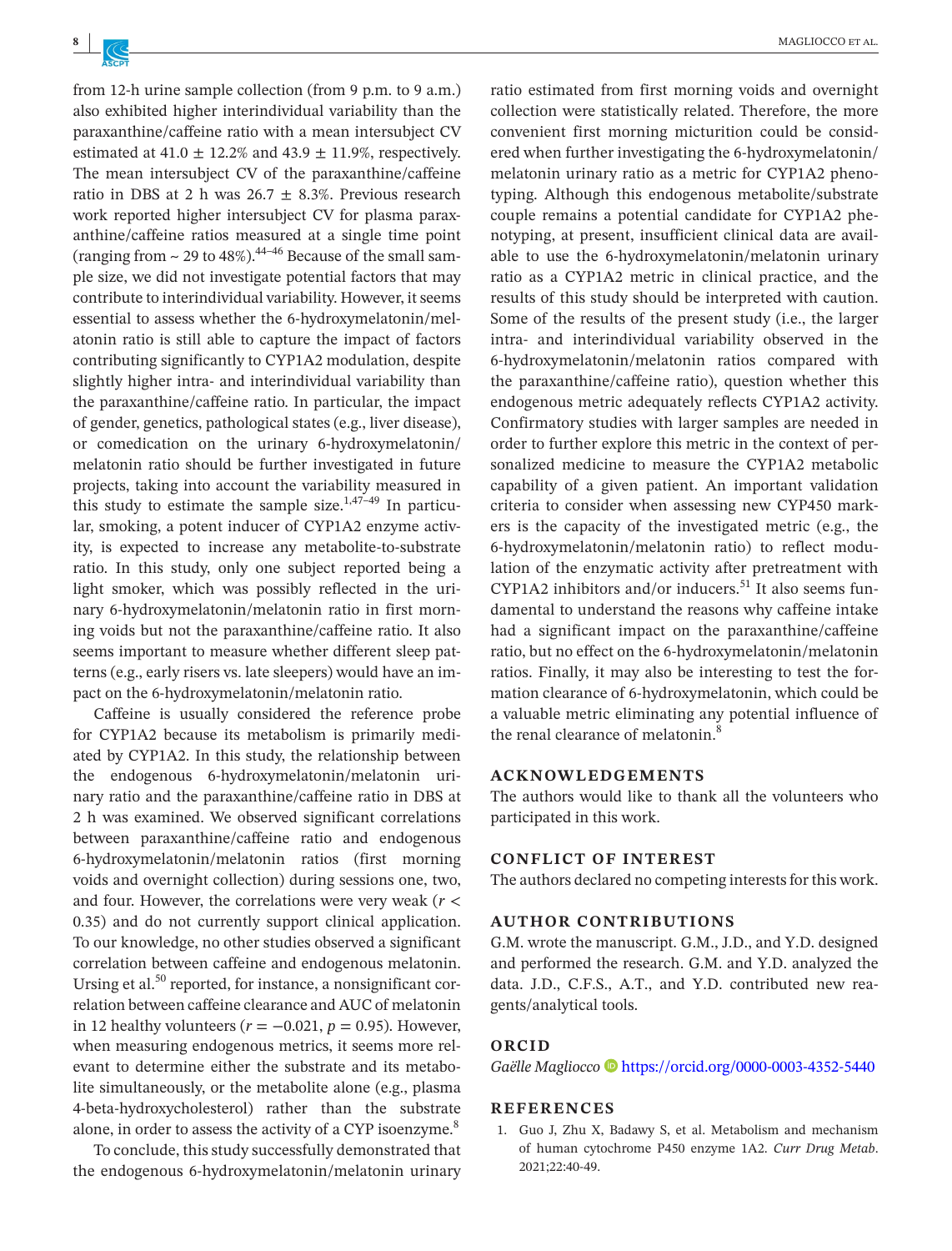from 12-h urine sample collection (from 9 p.m. to 9 a.m.) also exhibited higher interindividual variability than the paraxanthine/caffeine ratio with a mean intersubject CV estimated at 41.0 ± 12.2% and 43.9 ± 11.9%, respectively. The mean intersubject CV of the paraxanthine/caffeine ratio in DBS at 2 h was 26.7 ± 8.3%. Previous research work reported higher intersubject CV for plasma paraxanthine/caffeine ratios measured at a single time point (ranging from ~ 29 to 48%).[44–46] Because of the small sample size, we did not investigate potential factors that may contribute to interindividual variability. However, it seems essential to assess whether the 6-hydroxymelatonin/melatonin ratio is still able to capture the impact of factors contributing significantly to CYP1A2 modulation, despite slightly higher intra- and interindividual variability than the paraxanthine/caffeine ratio. In particular, the impact of gender, genetics, pathological states (e.g., liver disease), or comedication on the urinary 6-hydroxymelatonin/melatonin ratio should be further investigated in future projects, taking into account the variability measured in this study to estimate the sample size.[1,47–49] In particular, smoking, a potent inducer of CYP1A2 enzyme activity, is expected to increase any metabolite-to-substrate ratio. In this study, only one subject reported being a light smoker, which was possibly reflected in the urinary 6-hydroxymelatonin/melatonin ratio in first morning voids but not the paraxanthine/caffeine ratio. It also seems important to measure whether different sleep patterns (e.g., early risers vs. late sleepers) would have an impact on the 6-hydroxymelatonin/melatonin ratio.

Caffeine is usually considered the reference probe for CYP1A2 because its metabolism is primarily mediated by CYP1A2. In this study, the relationship between the endogenous 6-hydroxymelatonin/melatonin urinary ratio and the paraxanthine/caffeine ratio in DBS at 2 h was examined. We observed significant correlations between paraxanthine/caffeine ratio and endogenous 6-hydroxymelatonin/melatonin ratios (first morning voids and overnight collection) during sessions one, two, and four. However, the correlations were very weak ($r < 0.35$) and do not currently support clinical application. To our knowledge, no other studies observed a significant correlation between caffeine and endogenous melatonin. Ursing et al.[50] reported, for instance, a nonsignificant correlation between caffeine clearance and AUC of melatonin in 12 healthy volunteers ($r = -0.021$, $p = 0.95$). However, when measuring endogenous metrics, it seems more relevant to determine either the substrate and its metabolite simultaneously, or the metabolite alone (e.g., plasma 4-beta-hydroxycholesterol) rather than the substrate alone, in order to assess the activity of a CYP isoenzyme.[8]

To conclude, this study successfully demonstrated that the endogenous 6-hydroxymelatonin/melatonin urinary ratio estimated from first morning voids and overnight collection were statistically related. Therefore, the more convenient first morning micturition could be considered when further investigating the 6-hydroxymelatonin/melatonin urinary ratio as a metric for CYP1A2 phenotyping. Although this endogenous metabolite/substrate couple remains a potential candidate for CYP1A2 phenotyping, at present, insufficient clinical data are available to use the 6-hydroxymelatonin/melatonin urinary ratio as a CYP1A2 metric in clinical practice, and the results of this study should be interpreted with caution. Some of the results of the present study (i.e., the larger intra- and interindividual variability observed in the 6-hydroxymelatonin/melatonin ratios compared with the paraxanthine/caffeine ratio), question whether this endogenous metric adequately reflects CYP1A2 activity. Confirmatory studies with larger samples are needed in order to further explore this metric in the context of personalized medicine to measure the CYP1A2 metabolic capability of a given patient. An important validation criteria to consider when assessing new CYP450 markers is the capacity of the investigated metric (e.g., the 6-hydroxymelatonin/melatonin ratio) to reflect modulation of the enzymatic activity after pretreatment with CYP1A2 inhibitors and/or inducers.[51] It also seems fundamental to understand the reasons why caffeine intake had a significant impact on the paraxanthine/caffeine ratio, but no effect on the 6-hydroxymelatonin/melatonin ratios. Finally, it may also be interesting to test the formation clearance of 6-hydroxymelatonin, which could be a valuable metric eliminating any potential influence of the renal clearance of melatonin.[8]

## ACKNOWLEDGEMENTS

The authors would like to thank all the volunteers who participated in this work.

## CONFLICT OF INTEREST

The authors declared no competing interests for this work.

## AUTHOR CONTRIBUTIONS

G.M. wrote the manuscript. G.M., J.D., and Y.D. designed and performed the research. G.M. and Y.D. analyzed the data. J.D., C.F.S., A.T., and Y.D. contributed new reagents/analytical tools.

## ORCID

*Gaëlle Magliocco* https://orcid.org/0000-0003-4352-5440

## REFERENCES

1. Guo J, Zhu X, Badawy S, et al. Metabolism and mechanism of human cytochrome P450 enzyme 1A2. *Curr Drug Metab*. 2021;22:40-49.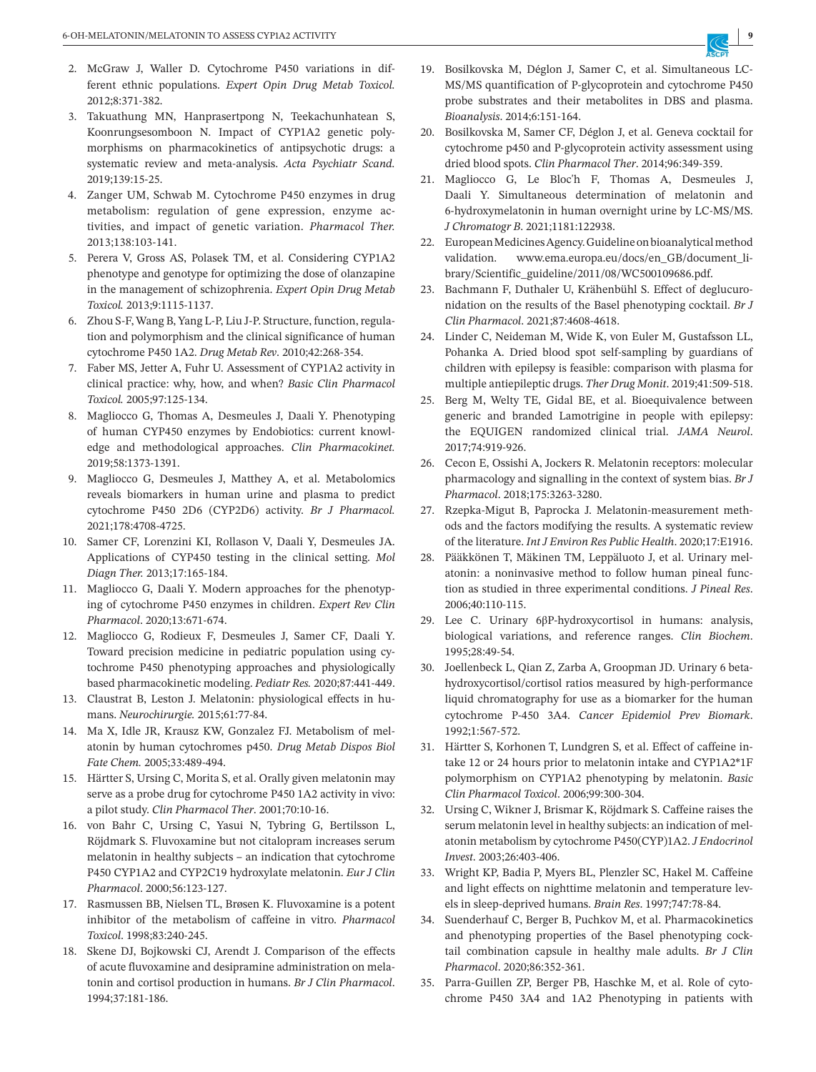2. McGraw J, Waller D. Cytochrome P450 variations in different ethnic populations. *Expert Opin Drug Metab Toxicol*. 2012;8:371-382.
3. Takuathung MN, Hanprasertpong N, Teekachunhatean S, Koonrungsesomboon N. Impact of CYP1A2 genetic polymorphisms on pharmacokinetics of antipsychotic drugs: a systematic review and meta-analysis. *Acta Psychiatr Scand*. 2019;139:15-25.
4. Zanger UM, Schwab M. Cytochrome P450 enzymes in drug metabolism: regulation of gene expression, enzyme activities, and impact of genetic variation. *Pharmacol Ther*. 2013;138:103-141.
5. Perera V, Gross AS, Polasek TM, et al. Considering CYP1A2 phenotype and genotype for optimizing the dose of olanzapine in the management of schizophrenia. *Expert Opin Drug Metab Toxicol*. 2013;9:1115-1137.
6. Zhou S-F, Wang B, Yang L-P, Liu J-P. Structure, function, regulation and polymorphism and the clinical significance of human cytochrome P450 1A2. *Drug Metab Rev*. 2010;42:268-354.
7. Faber MS, Jetter A, Fuhr U. Assessment of CYP1A2 activity in clinical practice: why, how, and when? *Basic Clin Pharmacol Toxicol*. 2005;97:125-134.
8. Magliocco G, Thomas A, Desmeules J, Daali Y. Phenotyping of human CYP450 enzymes by Endobiotics: current knowledge and methodological approaches. *Clin Pharmacokinet*. 2019;58:1373-1391.
9. Magliocco G, Desmeules J, Matthey A, et al. Metabolomics reveals biomarkers in human urine and plasma to predict cytochrome P450 2D6 (CYP2D6) activity. *Br J Pharmacol*. 2021;178:4708-4725.
10. Samer CF, Lorenzini KI, Rollason V, Daali Y, Desmeules JA. Applications of CYP450 testing in the clinical setting. *Mol Diagn Ther*. 2013;17:165-184.
11. Magliocco G, Daali Y. Modern approaches for the phenotyping of cytochrome P450 enzymes in children. *Expert Rev Clin Pharmacol*. 2020;13:671-674.
12. Magliocco G, Rodieux F, Desmeules J, Samer CF, Daali Y. Toward precision medicine in pediatric population using cytochrome P450 phenotyping approaches and physiologically based pharmacokinetic modeling. *Pediatr Res*. 2020;87:441-449.
13. Claustrat B, Leston J. Melatonin: physiological effects in humans. *Neurochirurgie*. 2015;61:77-84.
14. Ma X, Idle JR, Krausz KW, Gonzalez FJ. Metabolism of melatonin by human cytochromes p450. *Drug Metab Dispos Biol Fate Chem*. 2005;33:489-494.
15. Härtter S, Ursing C, Morita S, et al. Orally given melatonin may serve as a probe drug for cytochrome P450 1A2 activity in vivo: a pilot study. *Clin Pharmacol Ther*. 2001;70:10-16.
16. von Bahr C, Ursing C, Yasui N, Tybring G, Bertilsson L, Röjdmark S. Fluvoxamine but not citalopram increases serum melatonin in healthy subjects – an indication that cytochrome P450 CYP1A2 and CYP2C19 hydroxylate melatonin. *Eur J Clin Pharmacol*. 2000;56:123-127.
17. Rasmussen BB, Nielsen TL, Brøsen K. Fluvoxamine is a potent inhibitor of the metabolism of caffeine in vitro. *Pharmacol Toxicol*. 1998;83:240-245.
18. Skene DJ, Bojkowski CJ, Arendt J. Comparison of the effects of acute fluvoxamine and desipramine administration on melatonin and cortisol production in humans. *Br J Clin Pharmacol*. 1994;37:181-186.
19. Bosilkovska M, Déglon J, Samer C, et al. Simultaneous LC-MS/MS quantification of P-glycoprotein and cytochrome P450 probe substrates and their metabolites in DBS and plasma. *Bioanalysis*. 2014;6:151-164.
20. Bosilkovska M, Samer CF, Déglon J, et al. Geneva cocktail for cytochrome p450 and P-glycoprotein activity assessment using dried blood spots. *Clin Pharmacol Ther*. 2014;96:349-359.
21. Magliocco G, Le Bloc'h F, Thomas A, Desmeules J, Daali Y. Simultaneous determination of melatonin and 6-hydroxymelatonin in human overnight urine by LC-MS/MS. *J Chromatogr B*. 2021;1181:122938.
22. European Medicines Agency. Guideline on bioanalytical method validation. www.ema.europa.eu/docs/en_GB/document_library/Scientific_guideline/2011/08/WC500109686.pdf.
23. Bachmann F, Duthaler U, Krähenbühl S. Effect of deglucuronidation on the results of the Basel phenotyping cocktail. *Br J Clin Pharmacol*. 2021;87:4608-4618.
24. Linder C, Neideman M, Wide K, von Euler M, Gustafsson LL, Pohanka A. Dried blood spot self-sampling by guardians of children with epilepsy is feasible: comparison with plasma for multiple antiepileptic drugs. *Ther Drug Monit*. 2019;41:509-518.
25. Berg M, Welty TE, Gidal BE, et al. Bioequivalence between generic and branded Lamotrigine in people with epilepsy: the EQUIGEN randomized clinical trial. *JAMA Neurol*. 2017;74:919-926.
26. Cecon E, Ossishi A, Jockers R. Melatonin receptors: molecular pharmacology and signalling in the context of system bias. *Br J Pharmacol*. 2018;175:3263-3280.
27. Rzepka-Migut B, Paprocka J. Melatonin-measurement methods and the factors modifying the results. A systematic review of the literature. *Int J Environ Res Public Health*. 2020;17:E1916.
28. Pääkkönen T, Mäkinen TM, Leppäluoto J, et al. Urinary melatonin: a noninvasive method to follow human pineal function as studied in three experimental conditions. *J Pineal Res*. 2006;40:110-115.
29. Lee C. Urinary 6β-hydroxycortisol in humans: analysis, biological variations, and reference ranges. *Clin Biochem*. 1995;28:49-54.
30. Joellenbeck L, Qian Z, Zarba A, Groopman JD. Urinary 6 beta-hydroxycortisol/cortisol ratios measured by high-performance liquid chromatography for use as a biomarker for the human cytochrome P-450 3A4. *Cancer Epidemiol Prev Biomark*. 1992;1:567-572.
31. Härtter S, Korhonen T, Lundgren S, et al. Effect of caffeine intake 12 or 24 hours prior to melatonin intake and CYP1A2*1F polymorphism on CYP1A2 phenotyping by melatonin. *Basic Clin Pharmacol Toxicol*. 2006;99:300-304.
32. Ursing C, Wikner J, Brismar K, Röjdmark S. Caffeine raises the serum melatonin level in healthy subjects: an indication of melatonin metabolism by cytochrome P450(CYP)1A2. *J Endocrinol Invest*. 2003;26:403-406.
33. Wright KP, Badia P, Myers BL, Plenzler SC, Hakel M. Caffeine and light effects on nighttime melatonin and temperature levels in sleep-deprived humans. *Brain Res*. 1997;747:78-84.
34. Suenderhauf C, Berger B, Puchkov M, et al. Pharmacokinetics and phenotyping properties of the Basel phenotyping cocktail combination capsule in healthy male adults. *Br J Clin Pharmacol*. 2020;86:352-361.
35. Parra-Guillen ZP, Berger PB, Haschke M, et al. Role of cytochrome P450 3A4 and 1A2 Phenotyping in patients with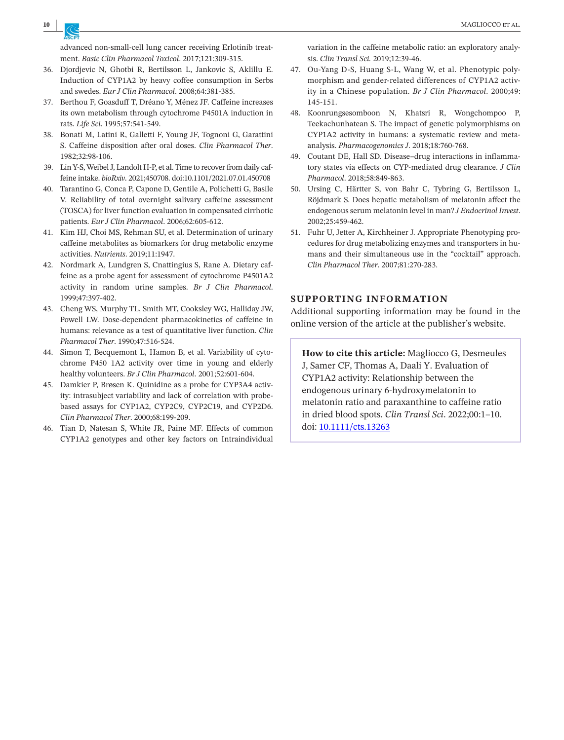advanced non-small-cell lung cancer receiving Erlotinib treatment. *Basic Clin Pharmacol Toxicol*. 2017;121:309-315.

36. Djordjevic N, Ghotbi R, Bertilsson L, Jankovic S, Aklillu E. Induction of CYP1A2 by heavy coffee consumption in Serbs and swedes. *Eur J Clin Pharmacol*. 2008;64:381-385.
37. Berthou F, Goasduff T, Dréano Y, Ménez JF. Caffeine increases its own metabolism through cytochrome P4501A induction in rats. *Life Sci*. 1995;57:541-549.
38. Bonati M, Latini R, Galletti F, Young JF, Tognoni G, Garattini S. Caffeine disposition after oral doses. *Clin Pharmacol Ther*. 1982;32:98-106.
39. Lin Y-S, Weibel J, Landolt H-P, et al. Time to recover from daily caffeine intake. *bioRxiv*. 2021;450708. doi:10.1101/2021.07.01.450708
40. Tarantino G, Conca P, Capone D, Gentile A, Polichetti G, Basile V. Reliability of total overnight salivary caffeine assessment (TOSCA) for liver function evaluation in compensated cirrhotic patients. *Eur J Clin Pharmacol*. 2006;62:605-612.
41. Kim HJ, Choi MS, Rehman SU, et al. Determination of urinary caffeine metabolites as biomarkers for drug metabolic enzyme activities. *Nutrients*. 2019;11:1947.
42. Nordmark A, Lundgren S, Cnattingius S, Rane A. Dietary caffeine as a probe agent for assessment of cytochrome P4501A2 activity in random urine samples. *Br J Clin Pharmacol*. 1999;47:397-402.
43. Cheng WS, Murphy TL, Smith MT, Cooksley WG, Halliday JW, Powell LW. Dose-dependent pharmacokinetics of caffeine in humans: relevance as a test of quantitative liver function. *Clin Pharmacol Ther*. 1990;47:516-524.
44. Simon T, Becquemont L, Hamon B, et al. Variability of cytochrome P450 1A2 activity over time in young and elderly healthy volunteers. *Br J Clin Pharmacol*. 2001;52:601-604.
45. Damkier P, Brøsen K. Quinidine as a probe for CYP3A4 activity: intrasubject variability and lack of correlation with probe-based assays for CYP1A2, CYP2C9, CYP2C19, and CYP2D6. *Clin Pharmacol Ther*. 2000;68:199-209.
46. Tian D, Natesan S, White JR, Paine MF. Effects of common CYP1A2 genotypes and other key factors on Intraindividual variation in the caffeine metabolic ratio: an exploratory analysis. *Clin Transl Sci.* 2019;12:39-46.
47. Ou-Yang D-S, Huang S-L, Wang W, et al. Phenotypic polymorphism and gender-related differences of CYP1A2 activity in a Chinese population. *Br J Clin Pharmacol*. 2000;49:145-151.
48. Koonrungsesomboon N, Khatsri R, Wongchompoo P, Teekachunhatean S. The impact of genetic polymorphisms on CYP1A2 activity in humans: a systematic review and meta-analysis. *Pharmacogenomics J*. 2018;18:760-768.
49. Coutant DE, Hall SD. Disease–drug interactions in inflammatory states via effects on CYP-mediated drug clearance. *J Clin Pharmacol*. 2018;58:849-863.
50. Ursing C, Härtter S, von Bahr C, Tybring G, Bertilsson L, Röjdmark S. Does hepatic metabolism of melatonin affect the endogenous serum melatonin level in man? *J Endocrinol Invest*. 2002;25:459-462.
51. Fuhr U, Jetter A, Kirchheiner J. Appropriate Phenotyping procedures for drug metabolizing enzymes and transporters in humans and their simultaneous use in the "cocktail" approach. *Clin Pharmacol Ther*. 2007;81:270-283.

## SUPPORTING INFORMATION

Additional supporting information may be found in the online version of the article at the publisher's website.

**How to cite this article:** Magliocco G, Desmeules J, Samer CF, Thomas A, Daali Y. Evaluation of CYP1A2 activity: Relationship between the endogenous urinary 6-hydroxymelatonin to melatonin ratio and paraxanthine to caffeine ratio in dried blood spots. *Clin Transl Sci*. 2022;00:1–10. doi: 10.1111/cts.13263